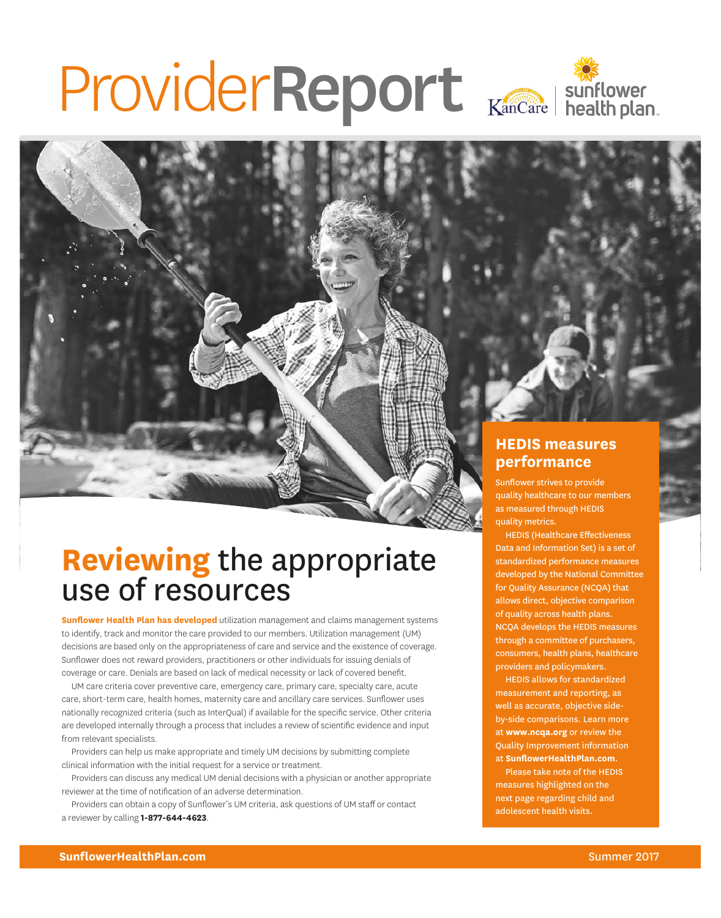# ProviderReport

# **Reviewing** the appropriate use of resources

**Sunflower Health Plan has developed** utilization management and claims management systems to identify, track and monitor the care provided to our members. Utilization management (UM) decisions are based only on the appropriateness of care and service and the existence of coverage. Sunflower does not reward providers, practitioners or other individuals for issuing denials of coverage or care. Denials are based on lack of medical necessity or lack of covered benefit.

UM care criteria cover preventive care, emergency care, primary care, specialty care, acute care, short-term care, health homes, maternity care and ancillary care services. Sunflower uses nationally recognized criteria (such as InterQual) if available for the specific service. Other criteria are developed internally through a process that includes a review of scientific evidence and input from relevant specialists.

Providers can help us make appropriate and timely UM decisions by submitting complete clinical information with the initial request for a service or treatment.

Providers can discuss any medical UM denial decisions with a physician or another appropriate reviewer at the time of notification of an adverse determination.

Providers can obtain a copy of Sunflower's UM criteria, ask questions of UM staff or contact a reviewer by calling **1-877-644-4623**.

## HEDIS measures performance

Sunflower strives to provide quality healthcare to our members as measured through HEDIS quality metrics.

HEDIS (Healthcare Effectiveness Data and Information Set) is a set of standardized performance measures developed by the National Committee for Quality Assurance (NCQA) that allows direct, objective comparison of quality across health plans. NCQA develops the HEDIS measures through a committee of purchasers, consumers, health plans, healthcare providers and policymakers.

HEDIS allows for standardized measurement and reporting, as well as accurate, objective side-by-side comparisons. Learn more at **www.ncqa.org** or review the Quality Improvement information at **SunflowerHealthPlan.com**.

Please take note of the HEDIS measures highlighted on the next page regarding child and adolescent health visits.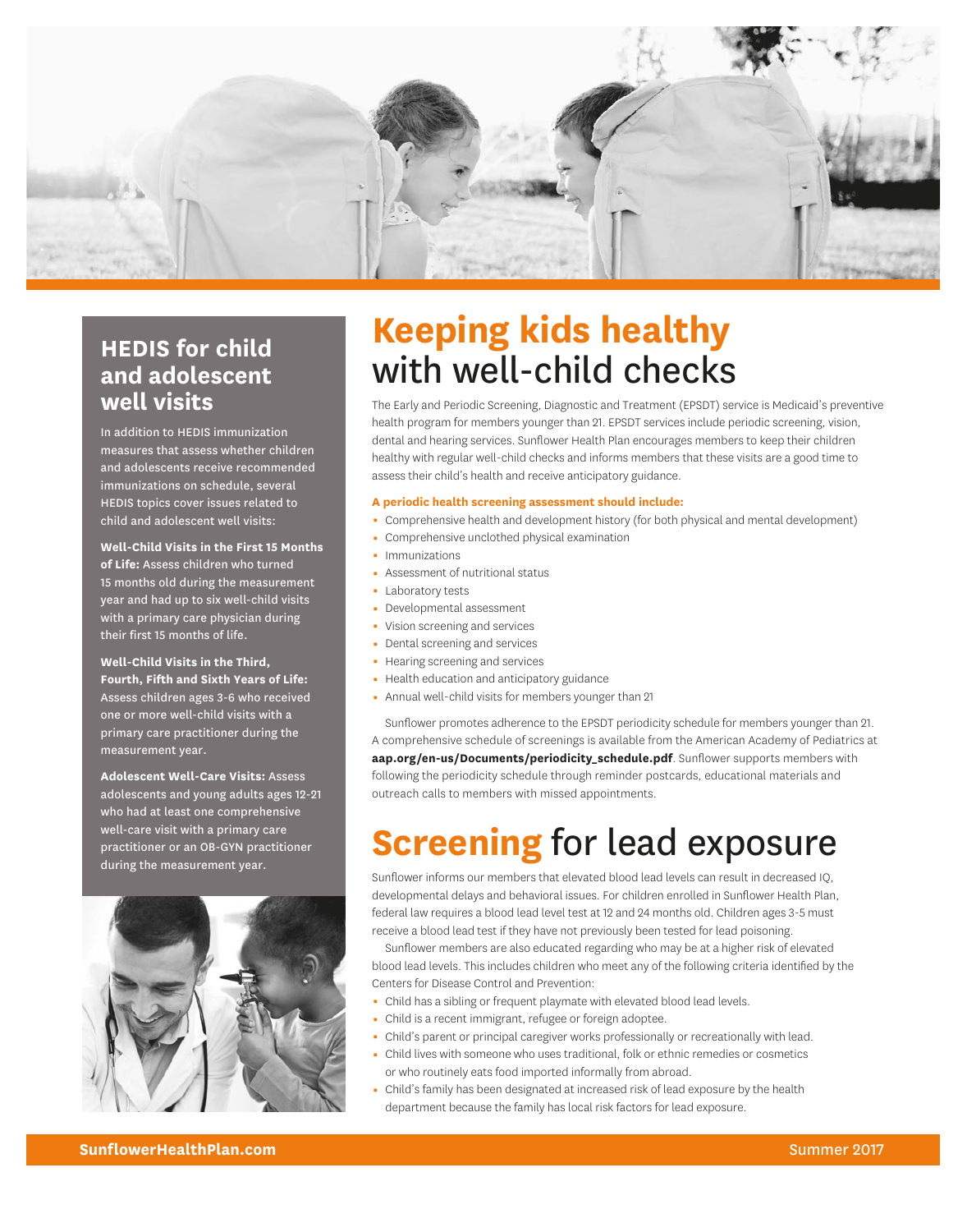## HEDIS for child and adolescent well visits

In addition to HEDIS immunization measures that assess whether children and adolescents receive recommended immunizations on schedule, several HEDIS topics cover issues related to child and adolescent well visits:

**Well-Child Visits in the First 15 Months of Life:** Assess children who turned 15 months old during the measurement year and had up to six well-child visits with a primary care physician during their first 15 months of life.

**Well-Child Visits in the Third, Fourth, Fifth and Sixth Years of Life:** Assess children ages 3-6 who received one or more well-child visits with a primary care practitioner during the measurement year.

**Adolescent Well-Care Visits:** Assess adolescents and young adults ages 12-21 who had at least one comprehensive well-care visit with a primary care practitioner or an OB-GYN practitioner during the measurement year.

# Keeping kids healthy with well-child checks

The Early and Periodic Screening, Diagnostic and Treatment (EPSDT) service is Medicaid's preventive health program for members younger than 21. EPSDT services include periodic screening, vision, dental and hearing services. Sunflower Health Plan encourages members to keep their children healthy with regular well-child checks and informs members that these visits are a good time to assess their child's health and receive anticipatory guidance.

**A periodic health screening assessment should include:**

- Comprehensive health and development history (for both physical and mental development)
- Comprehensive unclothed physical examination
- Immunizations
- Assessment of nutritional status
- Laboratory tests
- Developmental assessment
- Vision screening and services
- Dental screening and services
- Hearing screening and services
- Health education and anticipatory guidance
- Annual well-child visits for members younger than 21

Sunflower promotes adherence to the EPSDT periodicity schedule for members younger than 21. A comprehensive schedule of screenings is available from the American Academy of Pediatrics at **aap.org/en-us/Documents/periodicity_schedule.pdf**. Sunflower supports members with following the periodicity schedule through reminder postcards, educational materials and outreach calls to members with missed appointments.

# Screening for lead exposure

Sunflower informs our members that elevated blood lead levels can result in decreased IQ, developmental delays and behavioral issues. For children enrolled in Sunflower Health Plan, federal law requires a blood lead level test at 12 and 24 months old. Children ages 3-5 must receive a blood lead test if they have not previously been tested for lead poisoning.

Sunflower members are also educated regarding who may be at a higher risk of elevated blood lead levels. This includes children who meet any of the following criteria identified by the Centers for Disease Control and Prevention:

- Child has a sibling or frequent playmate with elevated blood lead levels.
- Child is a recent immigrant, refugee or foreign adoptee.
- Child's parent or principal caregiver works professionally or recreationally with lead.
- Child lives with someone who uses traditional, folk or ethnic remedies or cosmetics or who routinely eats food imported informally from abroad.
- Child's family has been designated at increased risk of lead exposure by the health department because the family has local risk factors for lead exposure.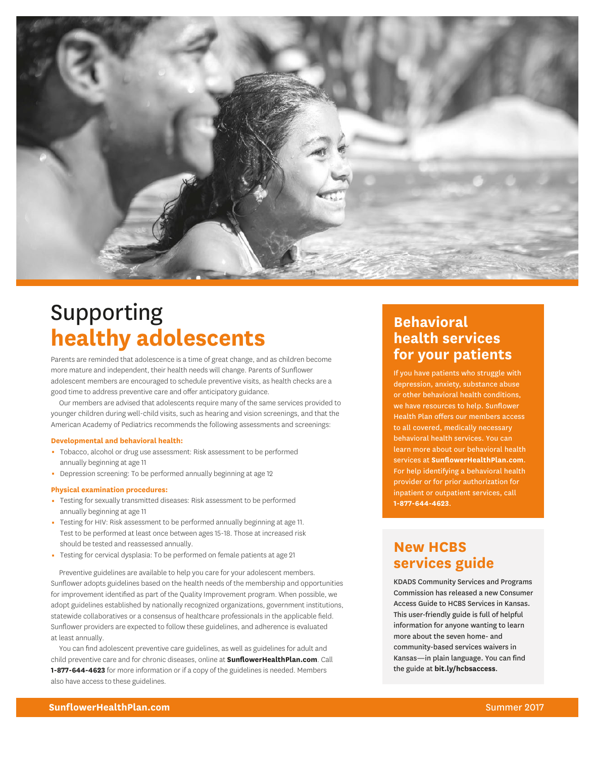# Supporting **healthy adolescents**

Parents are reminded that adolescence is a time of great change, and as children become more mature and independent, their health needs will change. Parents of Sunflower adolescent members are encouraged to schedule preventive visits, as health checks are a good time to address preventive care and offer anticipatory guidance.

Our members are advised that adolescents require many of the same services provided to younger children during well-child visits, such as hearing and vision screenings, and that the American Academy of Pediatrics recommends the following assessments and screenings:

**Developmental and behavioral health:**

- Tobacco, alcohol or drug use assessment: Risk assessment to be performed annually beginning at age 11
- Depression screening: To be performed annually beginning at age 12

**Physical examination procedures:**

- Testing for sexually transmitted diseases: Risk assessment to be performed annually beginning at age 11
- Testing for HIV: Risk assessment to be performed annually beginning at age 11. Test to be performed at least once between ages 15-18. Those at increased risk should be tested and reassessed annually.
- Testing for cervical dysplasia: To be performed on female patients at age 21

Preventive guidelines are available to help you care for your adolescent members. Sunflower adopts guidelines based on the health needs of the membership and opportunities for improvement identified as part of the Quality Improvement program. When possible, we adopt guidelines established by nationally recognized organizations, government institutions, statewide collaboratives or a consensus of healthcare professionals in the applicable field. Sunflower providers are expected to follow these guidelines, and adherence is evaluated at least annually.

You can find adolescent preventive care guidelines, as well as guidelines for adult and child preventive care and for chronic diseases, online at **SunflowerHealthPlan.com**. Call **1-877-644-4623** for more information or if a copy of the guidelines is needed. Members also have access to these guidelines.

## Behavioral health services for your patients

If you have patients who struggle with depression, anxiety, substance abuse or other behavioral health conditions, we have resources to help. Sunflower Health Plan offers our members access to all covered, medically necessary behavioral health services. You can learn more about our behavioral health services at **SunflowerHealthPlan.com**. For help identifying a behavioral health provider or for prior authorization for inpatient or outpatient services, call **1-877-644-4623**.

## New HCBS services guide

KDADS Community Services and Programs Commission has released a new Consumer Access Guide to HCBS Services in Kansas. This user-friendly guide is full of helpful information for anyone wanting to learn more about the seven home- and community-based services waivers in Kansas—in plain language. You can find the guide at **bit.ly/hcbsaccess**.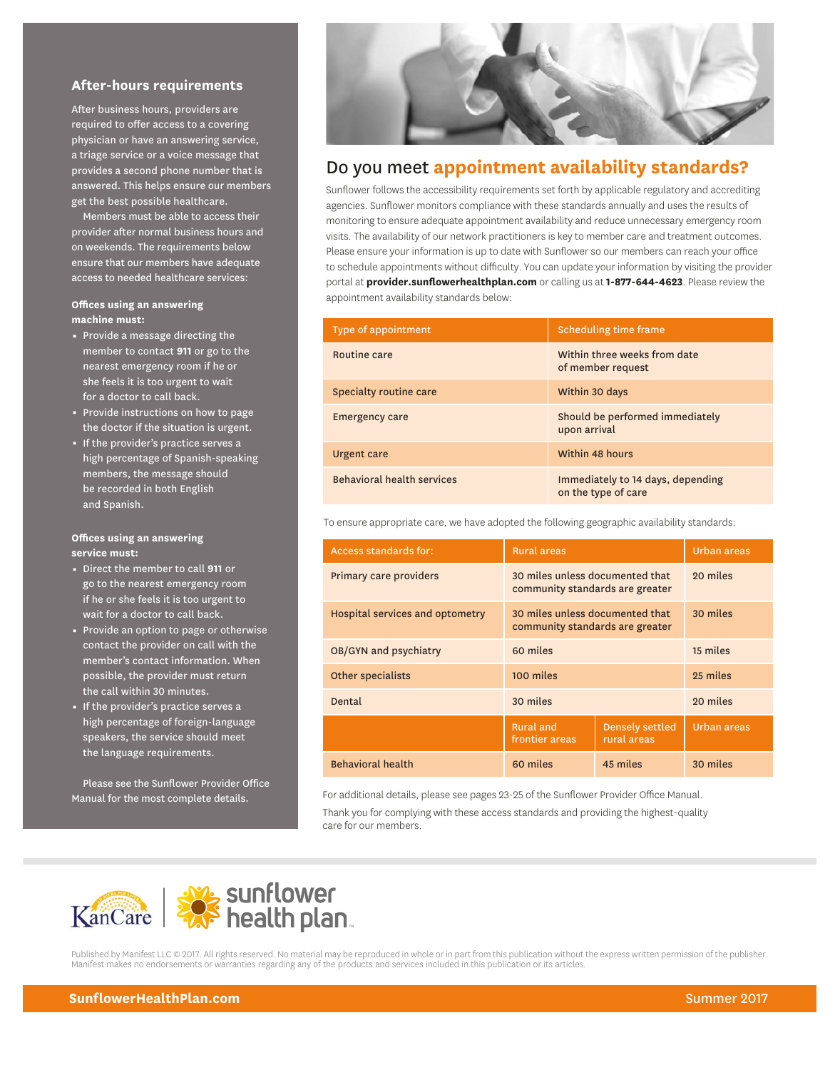## After-hours requirements

After business hours, providers are required to offer access to a covering physician or have an answering service, a triage service or a voice message that provides a second phone number that is answered. This helps ensure our members get the best possible healthcare.

Members must be able to access their provider after normal business hours and on weekends. The requirements below ensure that our members have adequate access to needed healthcare services:

**Offices using an answering machine must:**

- Provide a message directing the member to contact **911** or go to the nearest emergency room if he or she feels it is too urgent to wait for a doctor to call back.
- Provide instructions on how to page the doctor if the situation is urgent.
- If the provider's practice serves a high percentage of Spanish-speaking members, the message should be recorded in both English and Spanish.

**Offices using an answering service must:**

- Direct the member to call **911** or go to the nearest emergency room if he or she feels it is too urgent to wait for a doctor to call back.
- Provide an option to page or otherwise contact the provider on call with the member's contact information. When possible, the provider must return the call within 30 minutes.
- If the provider's practice serves a high percentage of foreign-language speakers, the service should meet the language requirements.

Please see the Sunflower Provider Office Manual for the most complete details.

## Do you meet **appointment availability standards?**

Sunflower follows the accessibility requirements set forth by applicable regulatory and accrediting agencies. Sunflower monitors compliance with these standards annually and uses the results of monitoring to ensure adequate appointment availability and reduce unnecessary emergency room visits. The availability of our network practitioners is key to member care and treatment outcomes. Please ensure your information is up to date with Sunflower so our members can reach your office to schedule appointments without difficulty. You can update your information by visiting the provider portal at **provider.sunflowerhealthplan.com** or calling us at **1-877-644-4623**. Please review the appointment availability standards below:

| Type of appointment | Scheduling time frame |
|---|---|
| Routine care | Within three weeks from date of member request |
| Specialty routine care | Within 30 days |
| Emergency care | Should be performed immediately upon arrival |
| Urgent care | Within 48 hours |
| Behavioral health services | Immediately to 14 days, depending on the type of care |

To ensure appropriate care, we have adopted the following geographic availability standards:

| Access standards for: | Rural areas | | Urban areas |
|---|---|---|---|
| Primary care providers | 30 miles unless documented that community standards are greater | | 20 miles |
| Hospital services and optometry | 30 miles unless documented that community standards are greater | | 30 miles |
| OB/GYN and psychiatry | 60 miles | | 15 miles |
| Other specialists | 100 miles | | 25 miles |
| Dental | 30 miles | | 20 miles |
| | Rural and frontier areas | Densely settled rural areas | Urban areas |
| Behavioral health | 60 miles | 45 miles | 30 miles |

For additional details, please see pages 23-25 of the Sunflower Provider Office Manual.

Thank you for complying with these access standards and providing the highest-quality care for our members.

KanCare | sunflower health plan

Published by Manifest LLC © 2017. All rights reserved. No material may be reproduced in whole or in part from this publication without the express written permission of the publisher. Manifest makes no endorsements or warranties regarding any of the products and services included in this publication or its articles.

SunflowerHealthPlan.com Summer 2017